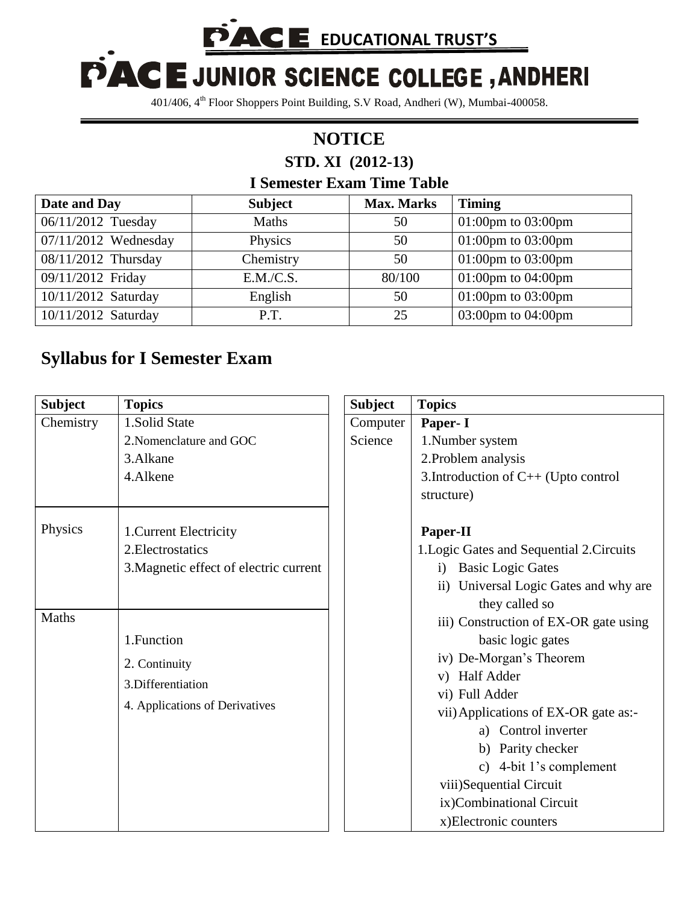# PACE EDUCATIONAL TRUST'S

# PACE JUNIOR SCIENCE COLLEGE , ANDHERI

401/406, 4th Floor Shoppers Point Building, S.V Road, Andheri (W), Mumbai-400058.

## NOTICE

### STD. XI (2012-13)

### I Semester Exam Time Table

| Date and Day | Subject | Max. Marks | Timing |
|---|---|---|---|
| 06/11/2012 Tuesday | Maths | 50 | 01:00pm to 03:00pm |
| 07/11/2012 Wednesday | Physics | 50 | 01:00pm to 03:00pm |
| 08/11/2012 Thursday | Chemistry | 50 | 01:00pm to 03:00pm |
| 09/11/2012 Friday | E.M./C.S. | 80/100 | 01:00pm to 04:00pm |
| 10/11/2012 Saturday | English | 50 | 01:00pm to 03:00pm |
| 10/11/2012 Saturday | P.T. | 25 | 03:00pm to 04:00pm |

## Syllabus for I Semester Exam

| Subject | Topics |
|---|---|
| Chemistry | 1.Solid State<br>2.Nomenclature and GOC<br>3.Alkane<br>4.Alkene |
| Physics | 1.Current Electricity<br>2.Electrostatics<br>3.Magnetic effect of electric current |
| Maths | 1.Function<br>2. Continuity<br>3.Differentiation<br>4. Applications of Derivatives |

| Subject | Topics |
|---|---|
| Computer Science | **Paper- I**<br>1.Number system<br>2.Problem analysis<br>3.Introduction of C++ (Upto control structure)<br><br>**Paper-II**<br>1.Logic Gates and Sequential 2.Circuits<br>i) Basic Logic Gates<br>ii) Universal Logic Gates and why are they called so<br>iii) Construction of EX-OR gate using basic logic gates<br>iv) De-Morgan's Theorem<br>v) Half Adder<br>vi) Full Adder<br>vii) Applications of EX-OR gate as:-<br>a) Control inverter<br>b) Parity checker<br>c) 4-bit 1's complement<br>viii)Sequential Circuit<br>ix)Combinational Circuit<br>x)Electronic counters |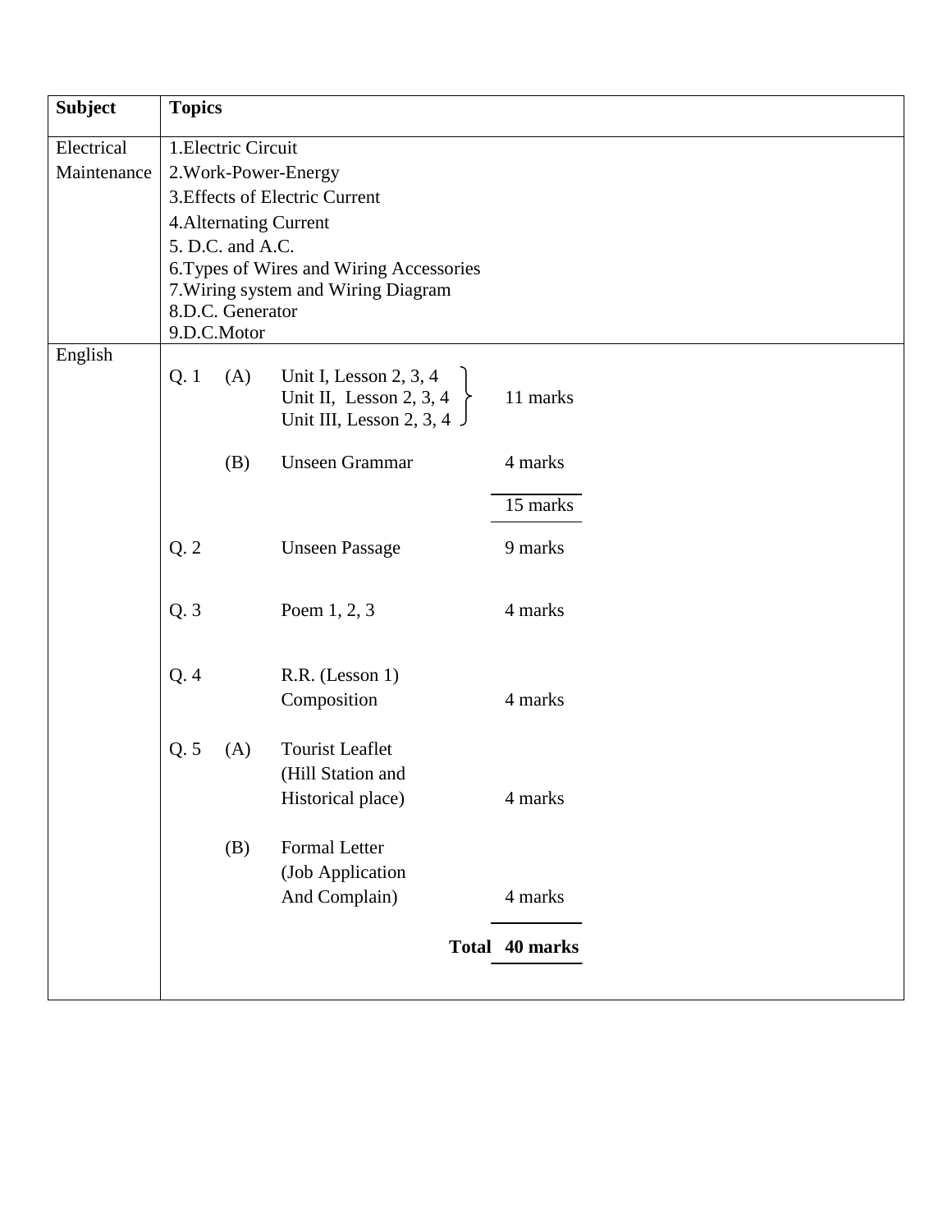| Subject | Topics |
|---|---|
| Electrical Maintenance | 1.Electric Circuit<br>2.Work-Power-Energy<br>3.Effects of Electric Current<br>4.Alternating Current<br>5. D.C. and A.C.<br>6.Types of Wires and Wiring Accessories<br>7.Wiring system and Wiring Diagram<br>8.D.C. Generator<br>9.D.C.Motor |
| English | Q. 1 (A) Unit I, Lesson 2, 3, 4; Unit II, Lesson 2, 3, 4; Unit III, Lesson 2, 3, 4 — 11 marks<br>(B) Unseen Grammar — 4 marks<br>15 marks<br><br>Q. 2 Unseen Passage — 9 marks<br><br>Q. 3 Poem 1, 2, 3 — 4 marks<br><br>Q. 4 R.R. (Lesson 1) Composition — 4 marks<br><br>Q. 5 (A) Tourist Leaflet (Hill Station and Historical place) — 4 marks<br>(B) Formal Letter (Job Application And Complain) — 4 marks<br><br>**Total 40 marks** |